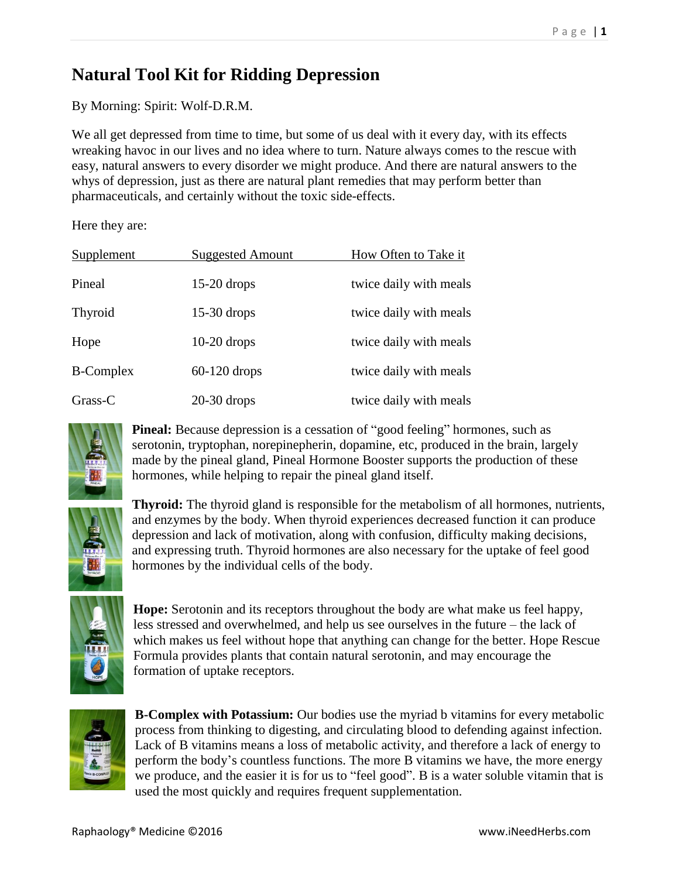# Natural Tool Kit for Ridding Depression

By Morning: Spirit: Wolf-D.R.M.

We all get depressed from time to time, but some of us deal with it every day, with its effects wreaking havoc in our lives and no idea where to turn. Nature always comes to the rescue with easy, natural answers to every disorder we might produce. And there are natural answers to the whys of depression, just as there are natural plant remedies that may perform better than pharmaceuticals, and certainly without the toxic side-effects.

Here they are:

| Supplement | Suggested Amount | How Often to Take it |
|---|---|---|
| Pineal | 15-20 drops | twice daily with meals |
| Thyroid | 15-30 drops | twice daily with meals |
| Hope | 10-20 drops | twice daily with meals |
| B-Complex | 60-120 drops | twice daily with meals |
| Grass-C | 20-30 drops | twice daily with meals |

**Pineal:** Because depression is a cessation of "good feeling" hormones, such as serotonin, tryptophan, norepinepherin, dopamine, etc, produced in the brain, largely made by the pineal gland, Pineal Hormone Booster supports the production of these hormones, while helping to repair the pineal gland itself.

**Thyroid:** The thyroid gland is responsible for the metabolism of all hormones, nutrients, and enzymes by the body. When thyroid experiences decreased function it can produce depression and lack of motivation, along with confusion, difficulty making decisions, and expressing truth. Thyroid hormones are also necessary for the uptake of feel good hormones by the individual cells of the body.

**Hope:** Serotonin and its receptors throughout the body are what make us feel happy, less stressed and overwhelmed, and help us see ourselves in the future – the lack of which makes us feel without hope that anything can change for the better. Hope Rescue Formula provides plants that contain natural serotonin, and may encourage the formation of uptake receptors.

**B-Complex with Potassium:** Our bodies use the myriad b vitamins for every metabolic process from thinking to digesting, and circulating blood to defending against infection. Lack of B vitamins means a loss of metabolic activity, and therefore a lack of energy to perform the body's countless functions. The more B vitamins we have, the more energy we produce, and the easier it is for us to "feel good". B is a water soluble vitamin that is used the most quickly and requires frequent supplementation.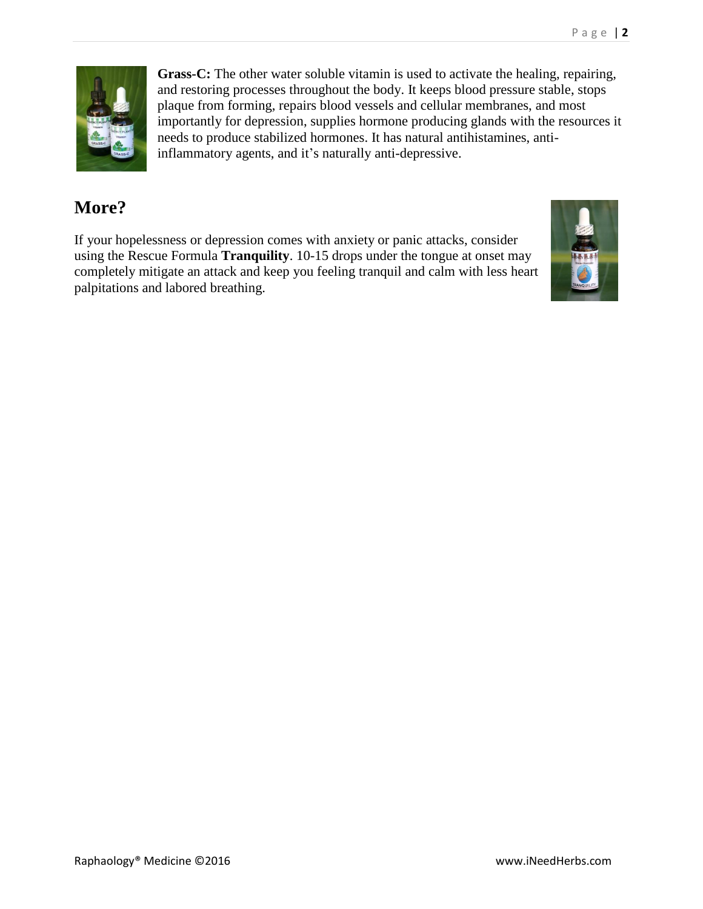**Grass-C:** The other water soluble vitamin is used to activate the healing, repairing, and restoring processes throughout the body. It keeps blood pressure stable, stops plaque from forming, repairs blood vessels and cellular membranes, and most importantly for depression, supplies hormone producing glands with the resources it needs to produce stabilized hormones. It has natural antihistamines, anti-inflammatory agents, and it's naturally anti-depressive.

## More?

If your hopelessness or depression comes with anxiety or panic attacks, consider using the Rescue Formula **Tranquility**. 10-15 drops under the tongue at onset may completely mitigate an attack and keep you feeling tranquil and calm with less heart palpitations and labored breathing.